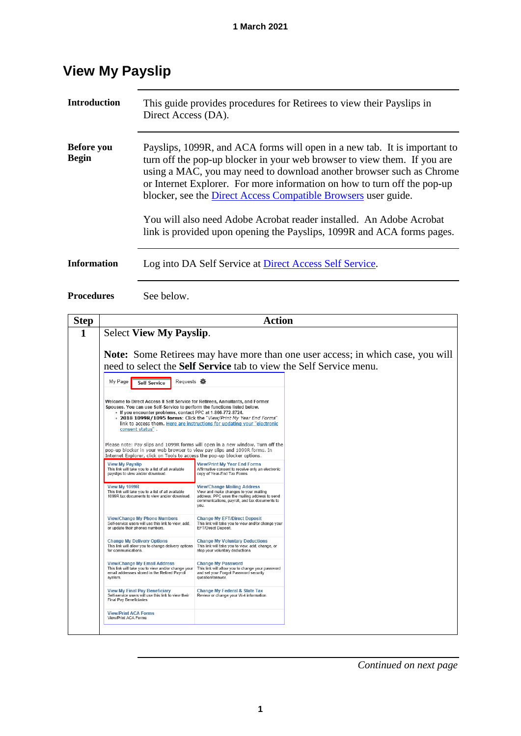# View My Payslip

**Introduction**

This guide provides procedures for Retirees to view their Payslips in Direct Access (DA).

**Before you Begin**

Payslips, 1099R, and ACA forms will open in a new tab. It is important to turn off the pop-up blocker in your web browser to view them. If you are using a MAC, you may need to download another browser such as Chrome or Internet Explorer. For more information on how to turn off the pop-up blocker, see the [Direct Access Compatible Browsers]() user guide.

You will also need Adobe Acrobat reader installed. An Adobe Acrobat link is provided upon opening the Payslips, 1099R and ACA forms pages.

**Information**

Log into DA Self Service at [Direct Access Self Service]().

**Procedures**

See below.

| Step | Action |
|---|---|
| 1 | Select **View My Payslip**.<br><br>**Note:** Some Retirees may have more than one user access; in which case, you will need to select the **Self Service** tab to view the Self Service menu. |

*Continued on next page*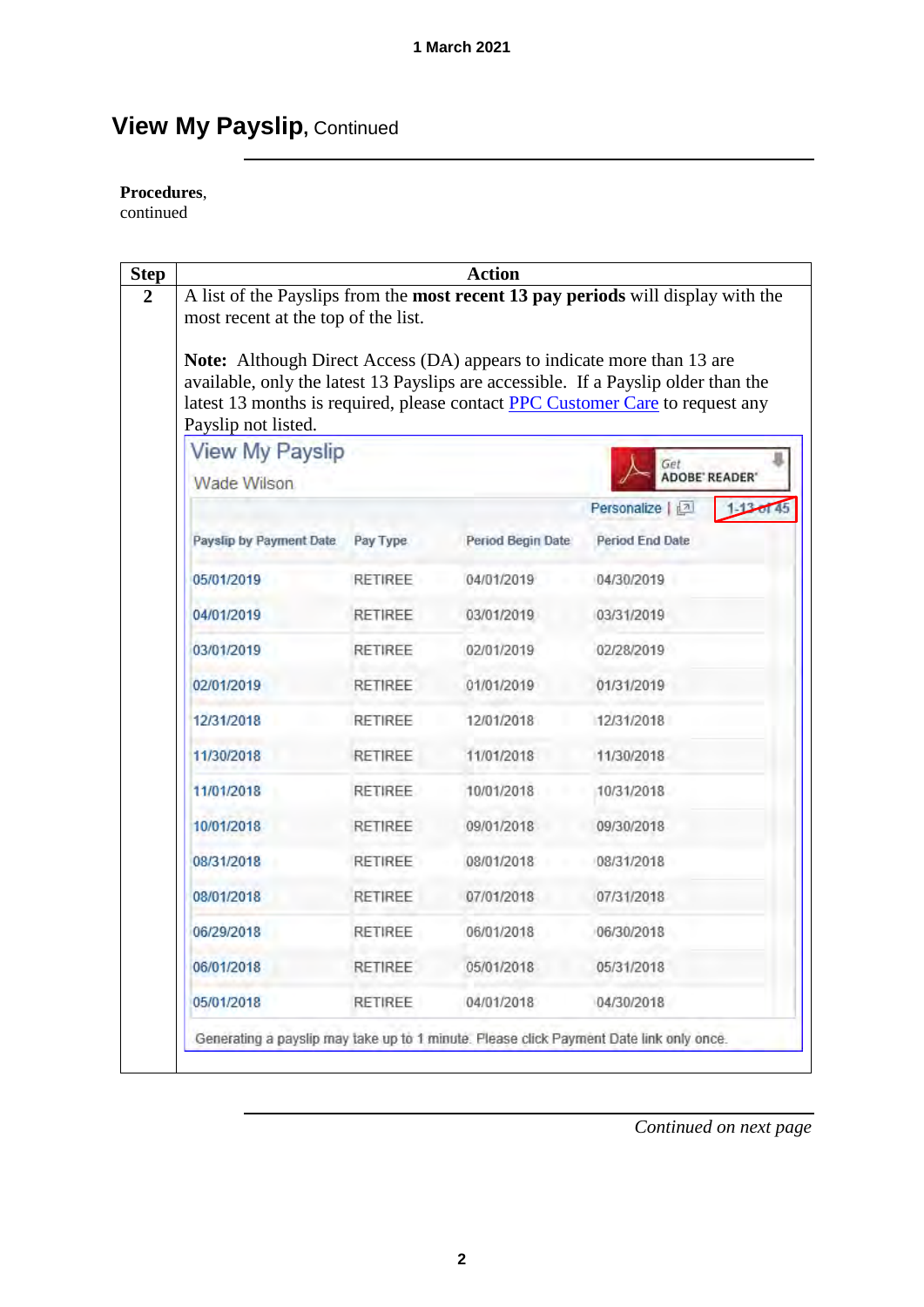1 March 2021

# View My Payslip, Continued

**Procedures**, continued

| Step | Action |
|---|---|
| **2** | A list of the Payslips from the **most recent 13 pay periods** will display with the most recent at the top of the list.<br><br>**Note:** Although Direct Access (DA) appears to indicate more than 13 are available, only the latest 13 Payslips are accessible. If a Payslip older than the latest 13 months is required, please contact [PPC Customer Care]() to request any Payslip not listed. |

View My Payslip

Wade Wilson

Get ADOBE READER

Personalize | 1-13 of 45

| Payslip by Payment Date | Pay Type | Period Begin Date | Period End Date |
|---|---|---|---|
| 05/01/2019 | RETIREE | 04/01/2019 | 04/30/2019 |
| 04/01/2019 | RETIREE | 03/01/2019 | 03/31/2019 |
| 03/01/2019 | RETIREE | 02/01/2019 | 02/28/2019 |
| 02/01/2019 | RETIREE | 01/01/2019 | 01/31/2019 |
| 12/31/2018 | RETIREE | 12/01/2018 | 12/31/2018 |
| 11/30/2018 | RETIREE | 11/01/2018 | 11/30/2018 |
| 11/01/2018 | RETIREE | 10/01/2018 | 10/31/2018 |
| 10/01/2018 | RETIREE | 09/01/2018 | 09/30/2018 |
| 08/31/2018 | RETIREE | 08/01/2018 | 08/31/2018 |
| 08/01/2018 | RETIREE | 07/01/2018 | 07/31/2018 |
| 06/29/2018 | RETIREE | 06/01/2018 | 06/30/2018 |
| 06/01/2018 | RETIREE | 05/01/2018 | 05/31/2018 |
| 05/01/2018 | RETIREE | 04/01/2018 | 04/30/2018 |

Generating a payslip may take up to 1 minute. Please click Payment Date link only once.

*Continued on next page*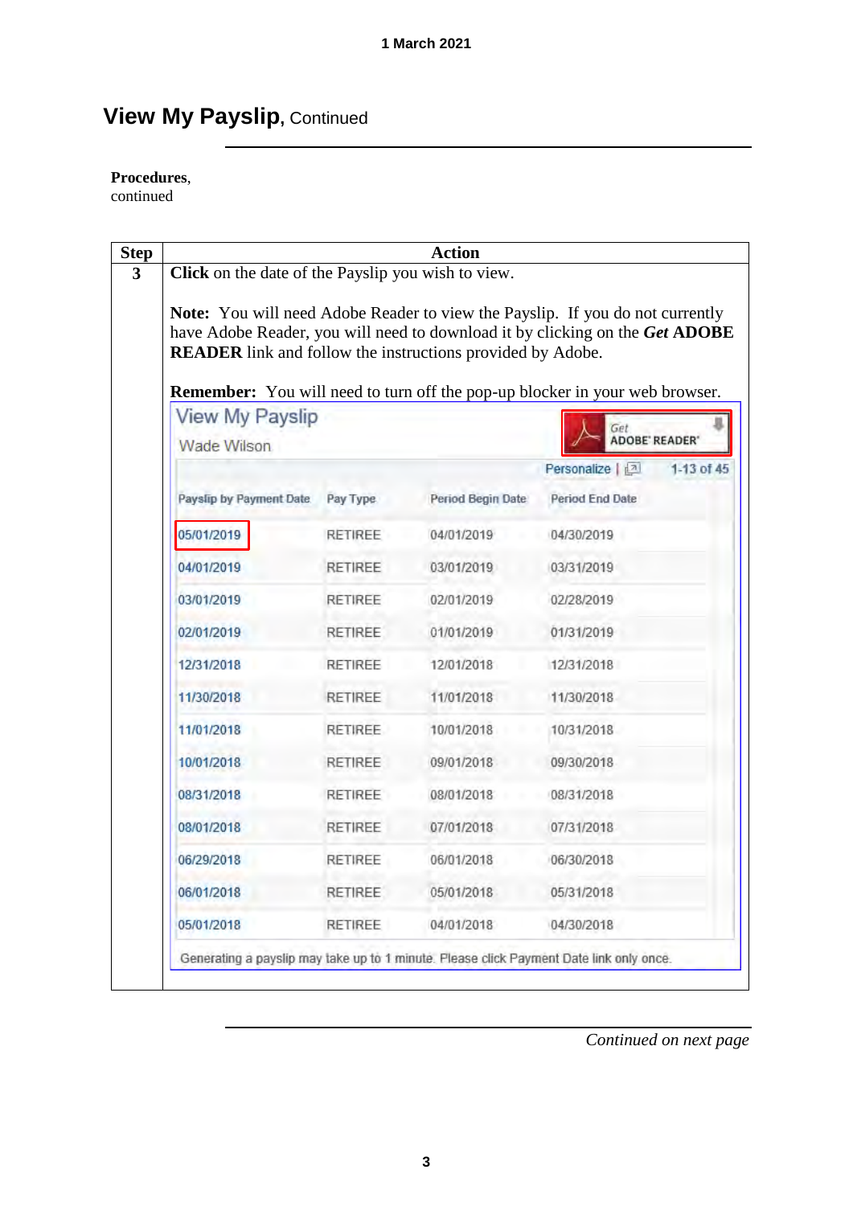# View My Payslip, Continued

**Procedures**, continued

| Step | Action |
|---|---|
| 3 | **Click** on the date of the Payslip you wish to view.<br><br>**Note:** You will need Adobe Reader to view the Payslip. If you do not currently have Adobe Reader, you will need to download it by clicking on the ***Get* ADOBE READER** link and follow the instructions provided by Adobe.<br><br>**Remember:** You will need to turn off the pop-up blocker in your web browser. |

View My Payslip

Wade Wilson

Get ADOBE READER

Personalize | 1-13 of 45

| Payslip by Payment Date | Pay Type | Period Begin Date | Period End Date |
|---|---|---|---|
| 05/01/2019 | RETIREE | 04/01/2019 | 04/30/2019 |
| 04/01/2019 | RETIREE | 03/01/2019 | 03/31/2019 |
| 03/01/2019 | RETIREE | 02/01/2019 | 02/28/2019 |
| 02/01/2019 | RETIREE | 01/01/2019 | 01/31/2019 |
| 12/31/2018 | RETIREE | 12/01/2018 | 12/31/2018 |
| 11/30/2018 | RETIREE | 11/01/2018 | 11/30/2018 |
| 11/01/2018 | RETIREE | 10/01/2018 | 10/31/2018 |
| 10/01/2018 | RETIREE | 09/01/2018 | 09/30/2018 |
| 08/31/2018 | RETIREE | 08/01/2018 | 08/31/2018 |
| 08/01/2018 | RETIREE | 07/01/2018 | 07/31/2018 |
| 06/29/2018 | RETIREE | 06/01/2018 | 06/30/2018 |
| 06/01/2018 | RETIREE | 05/01/2018 | 05/31/2018 |
| 05/01/2018 | RETIREE | 04/01/2018 | 04/30/2018 |

Generating a payslip may take up to 1 minute. Please click Payment Date link only once.

*Continued on next page*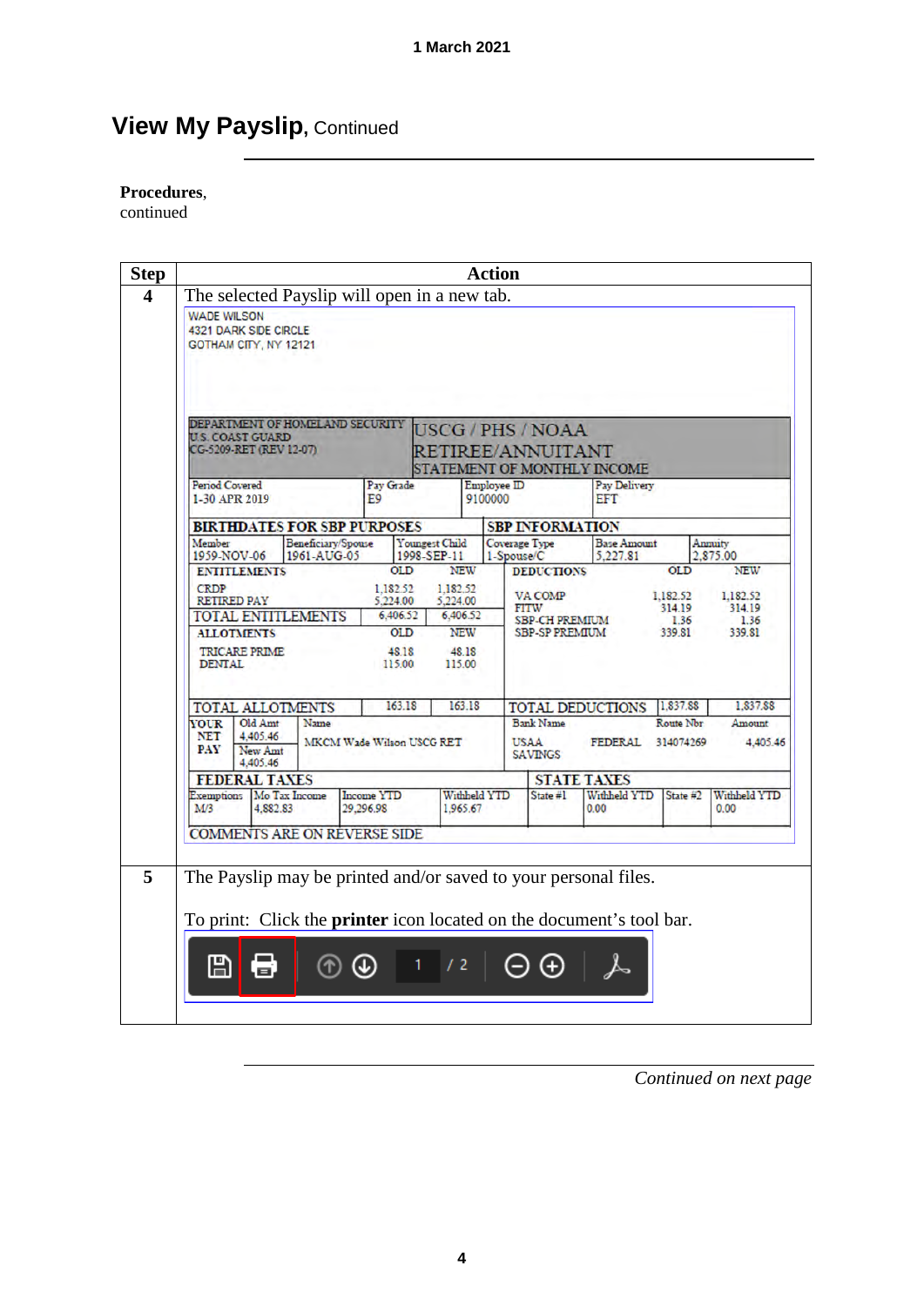1 March 2021

# View My Payslip, Continued

**Procedures**, continued

| Step | Action |
|---|---|
| 4 | The selected Payslip will open in a new tab.<br><br>WADE WILSON<br>4321 DARK SIDE CIRCLE<br>GOTHAM CITY, NY 12121<br><br>DEPARTMENT OF HOMELAND SECURITY<br>U.S. COAST GUARD<br>CG-5209-RET (REV 12-07)<br>USCG / PHS / NOAA<br>RETIREE/ANNUITANT<br>STATEMENT OF MONTHLY INCOME<br><br>Period Covered: 1-30 APR 2019 · Pay Grade: E9 · Employee ID: 9100000 · Pay Delivery: EFT<br><br>BIRTHDATES FOR SBP PURPOSES: Member 1959-NOV-06 · Beneficiary/Spouse 1961-AUG-05 · Youngest Child 1998-SEP-11<br>SBP INFORMATION: Coverage Type 1-Spouse/C · Base Amount 5,227.81 · Annuity 2,875.00<br><br>ENTITLEMENTS (OLD / NEW): CRDP 1,182.52 / 1,182.52 · RETIRED PAY 5,224.00 / 5,224.00 · TOTAL ENTITLEMENTS 6,406.52 / 6,406.52<br>ALLOTMENTS (OLD / NEW): TRICARE PRIME 48.18 / 48.18 · DENTAL 115.00 / 115.00 · TOTAL ALLOTMENTS 163.18 / 163.18<br>DEDUCTIONS (OLD / NEW): VA COMP 1,182.52 / 1,182.52 · FITW 314.19 / 314.19 · SBP-CH PREMIUM 1.36 / 1.36 · SBP-SP PREMIUM 339.81 / 339.81 · TOTAL DEDUCTIONS 1,837.88 / 1,837.88<br><br>YOUR NET PAY: Old Amt 4,405.46 · New Amt 4,405.46 · Name: MKCM Wade Wilson USCG RET<br>Bank Name: USAA SAVINGS · Route Nbr: FEDERAL 314074269 · Amount: 4,405.46<br><br>FEDERAL TAXES: Exemptions M/3 · Mo Tax Income 4,882.83 · Income YTD 29,296.98 · Withheld YTD 1,965.67<br>STATE TAXES: State #1 · Withheld YTD 0.00 · State #2 · Withheld YTD 0.00<br><br>COMMENTS ARE ON REVERSE SIDE |
| 5 | The Payslip may be printed and/or saved to your personal files.<br><br>To print: Click the **printer** icon located on the document's tool bar. |

*Continued on next page*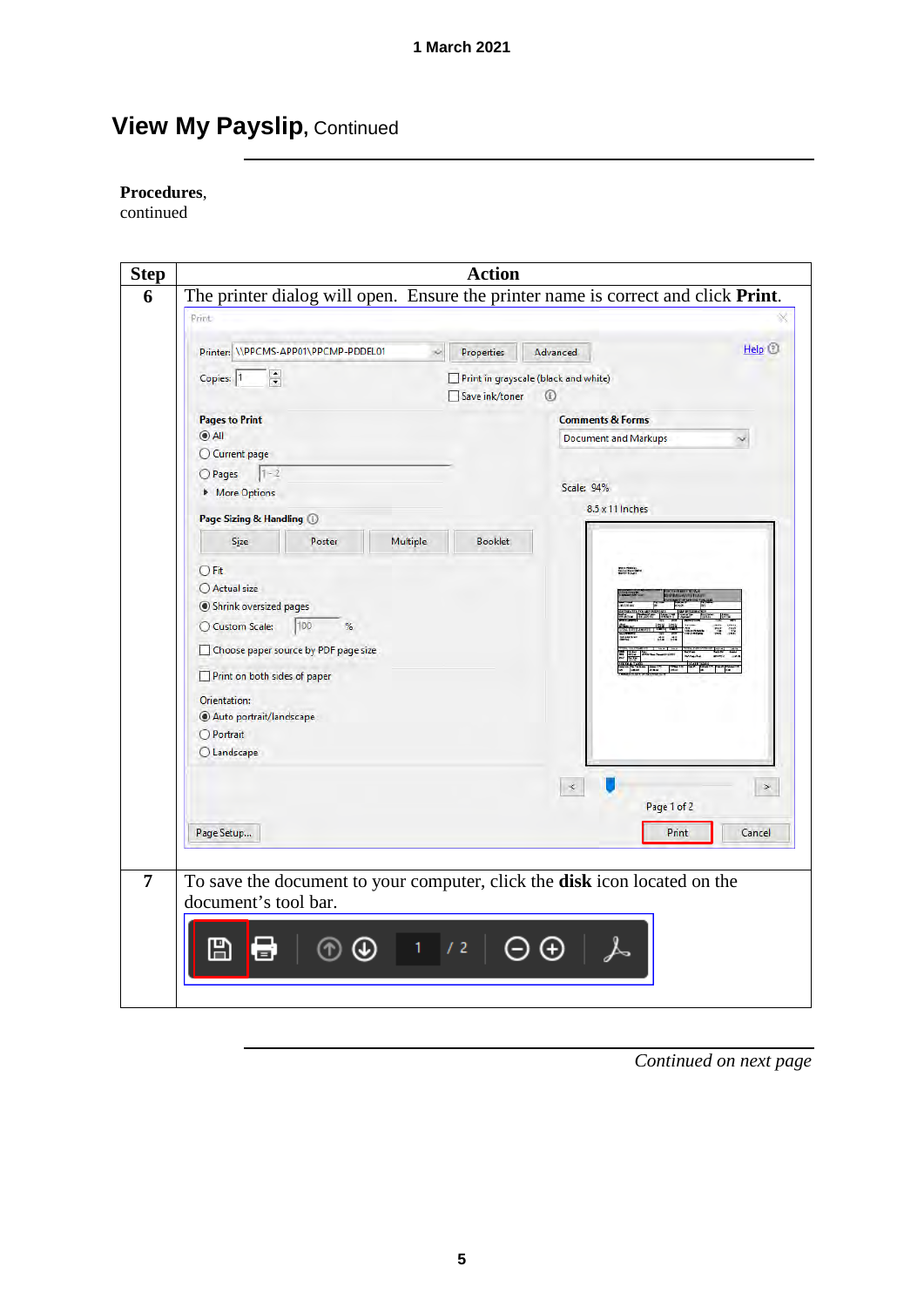# View My Payslip, Continued

**Procedures**, continued

| Step | Action |
|---|---|
| 6 | The printer dialog will open. Ensure the printer name is correct and click **Print**. |
| 7 | To save the document to your computer, click the **disk** icon located on the document's tool bar. |

*Continued on next page*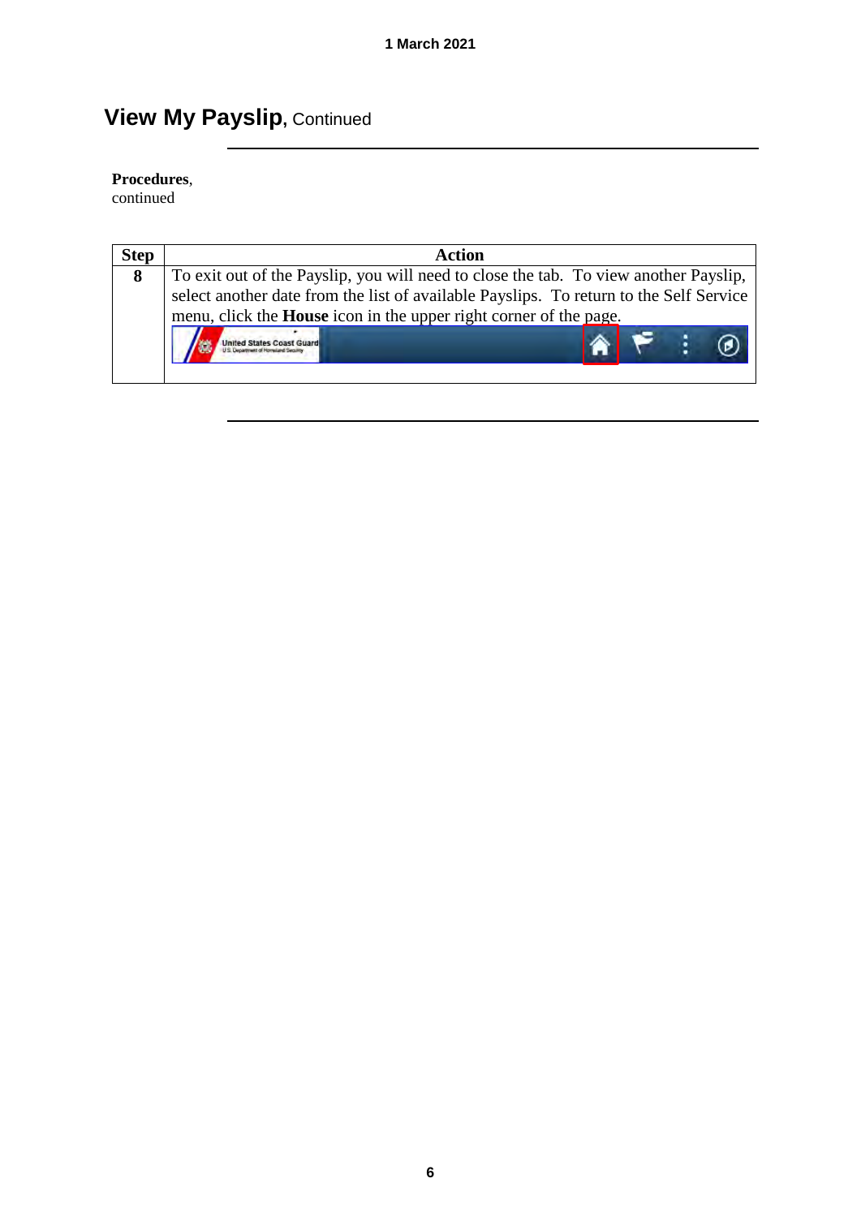# View My Payslip, Continued

**Procedures**, continued

| Step | Action |
|---|---|
| **8** | To exit out of the Payslip, you will need to close the tab. To view another Payslip, select another date from the list of available Payslips. To return to the Self Service menu, click the **House** icon in the upper right corner of the page. |